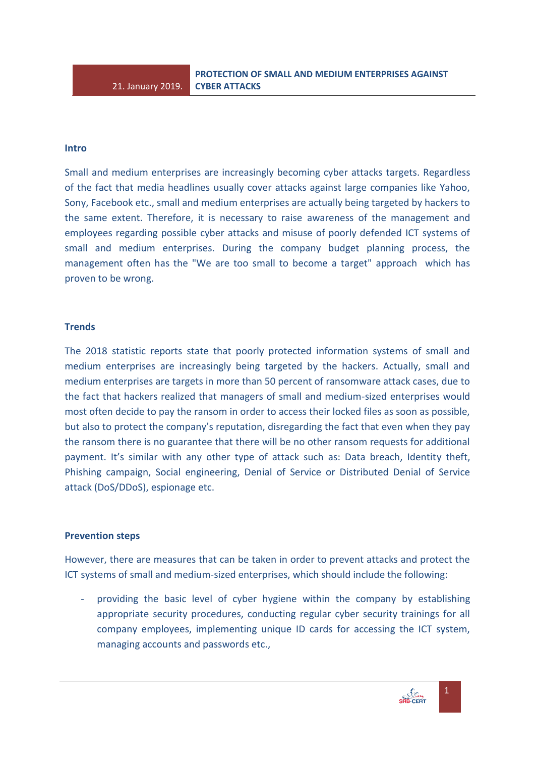21. January 2019.

# PROTECTION OF SMALL AND MEDIUM ENTERPRISES AGAINST CYBER ATTACKS

## Intro

Small and medium enterprises are increasingly becoming cyber attacks targets. Regardless of the fact that media headlines usually cover attacks against large companies like Yahoo, Sony, Facebook etc., small and medium enterprises are actually being targeted by hackers to the same extent. Therefore, it is necessary to raise awareness of the management and employees regarding possible cyber attacks and misuse of poorly defended ICT systems of small and medium enterprises. During the company budget planning process, the management often has the "We are too small to become a target" approach which has proven to be wrong.

## Trends

The 2018 statistic reports state that poorly protected information systems of small and medium enterprises are increasingly being targeted by the hackers. Actually, small and medium enterprises are targets in more than 50 percent of ransomware attack cases, due to the fact that hackers realized that managers of small and medium-sized enterprises would most often decide to pay the ransom in order to access their locked files as soon as possible, but also to protect the company's reputation, disregarding the fact that even when they pay the ransom there is no guarantee that there will be no other ransom requests for additional payment. It's similar with any other type of attack such as: Data breach, Identity theft, Phishing campaign, Social engineering, Denial of Service or Distributed Denial of Service attack (DoS/DDoS), espionage etc.

## Prevention steps

However, there are measures that can be taken in order to prevent attacks and protect the ICT systems of small and medium-sized enterprises, which should include the following:

- providing the basic level of cyber hygiene within the company by establishing appropriate security procedures, conducting regular cyber security trainings for all company employees, implementing unique ID cards for accessing the ICT system, managing accounts and passwords etc.,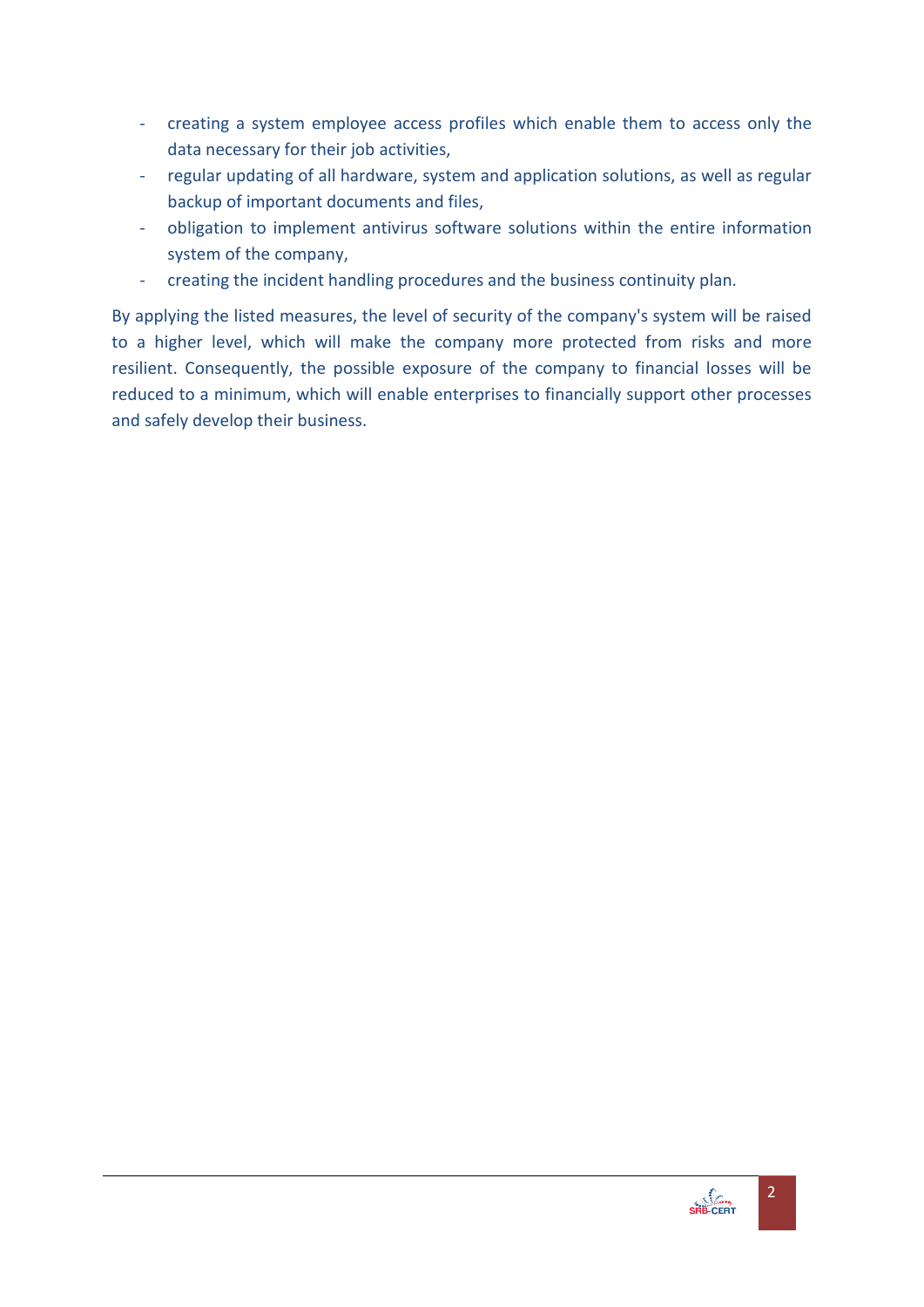- creating a system employee access profiles which enable them to access only the data necessary for their job activities,
- regular updating of all hardware, system and application solutions, as well as regular backup of important documents and files,
- obligation to implement antivirus software solutions within the entire information system of the company,
- creating the incident handling procedures and the business continuity plan.

By applying the listed measures, the level of security of the company's system will be raised to a higher level, which will make the company more protected from risks and more resilient. Consequently, the possible exposure of the company to financial losses will be reduced to a minimum, which will enable enterprises to financially support other processes and safely develop their business.